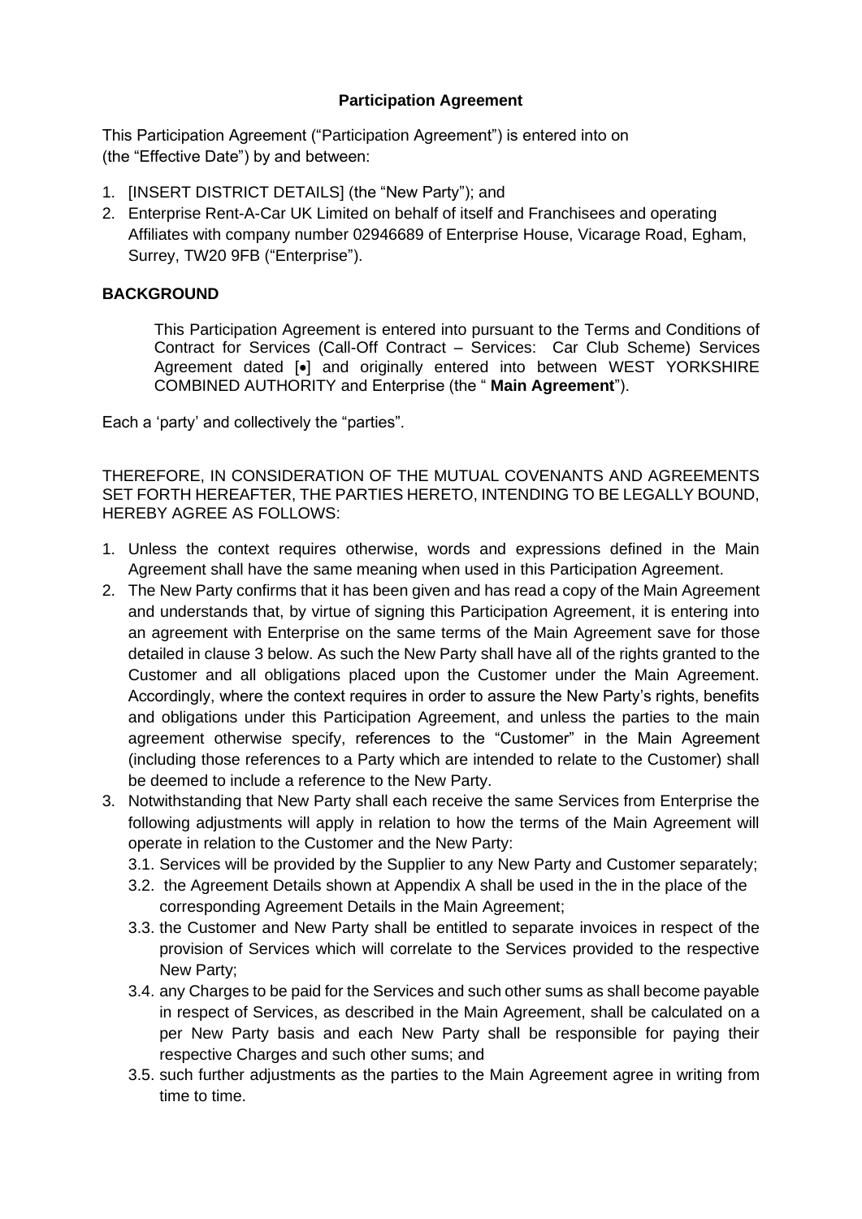**Participation Agreement**

This Participation Agreement ("Participation Agreement") is entered into on (the "Effective Date") by and between:

1. [INSERT DISTRICT DETAILS] (the "New Party"); and
2. Enterprise Rent-A-Car UK Limited on behalf of itself and Franchisees and operating Affiliates with company number 02946689 of Enterprise House, Vicarage Road, Egham, Surrey, TW20 9FB ("Enterprise").

**BACKGROUND**

This Participation Agreement is entered into pursuant to the Terms and Conditions of Contract for Services (Call-Off Contract – Services: Car Club Scheme) Services Agreement dated [•] and originally entered into between WEST YORKSHIRE COMBINED AUTHORITY and Enterprise (the " **Main Agreement**").

Each a 'party' and collectively the "parties".

THEREFORE, IN CONSIDERATION OF THE MUTUAL COVENANTS AND AGREEMENTS SET FORTH HEREAFTER, THE PARTIES HERETO, INTENDING TO BE LEGALLY BOUND, HEREBY AGREE AS FOLLOWS:

1. Unless the context requires otherwise, words and expressions defined in the Main Agreement shall have the same meaning when used in this Participation Agreement.
2. The New Party confirms that it has been given and has read a copy of the Main Agreement and understands that, by virtue of signing this Participation Agreement, it is entering into an agreement with Enterprise on the same terms of the Main Agreement save for those detailed in clause 3 below. As such the New Party shall have all of the rights granted to the Customer and all obligations placed upon the Customer under the Main Agreement. Accordingly, where the context requires in order to assure the New Party's rights, benefits and obligations under this Participation Agreement, and unless the parties to the main agreement otherwise specify, references to the "Customer" in the Main Agreement (including those references to a Party which are intended to relate to the Customer) shall be deemed to include a reference to the New Party.
3. Notwithstanding that New Party shall each receive the same Services from Enterprise the following adjustments will apply in relation to how the terms of the Main Agreement will operate in relation to the Customer and the New Party:
   3.1. Services will be provided by the Supplier to any New Party and Customer separately;
   3.2. the Agreement Details shown at Appendix A shall be used in the in the place of the corresponding Agreement Details in the Main Agreement;
   3.3. the Customer and New Party shall be entitled to separate invoices in respect of the provision of Services which will correlate to the Services provided to the respective New Party;
   3.4. any Charges to be paid for the Services and such other sums as shall become payable in respect of Services, as described in the Main Agreement, shall be calculated on a per New Party basis and each New Party shall be responsible for paying their respective Charges and such other sums; and
   3.5. such further adjustments as the parties to the Main Agreement agree in writing from time to time.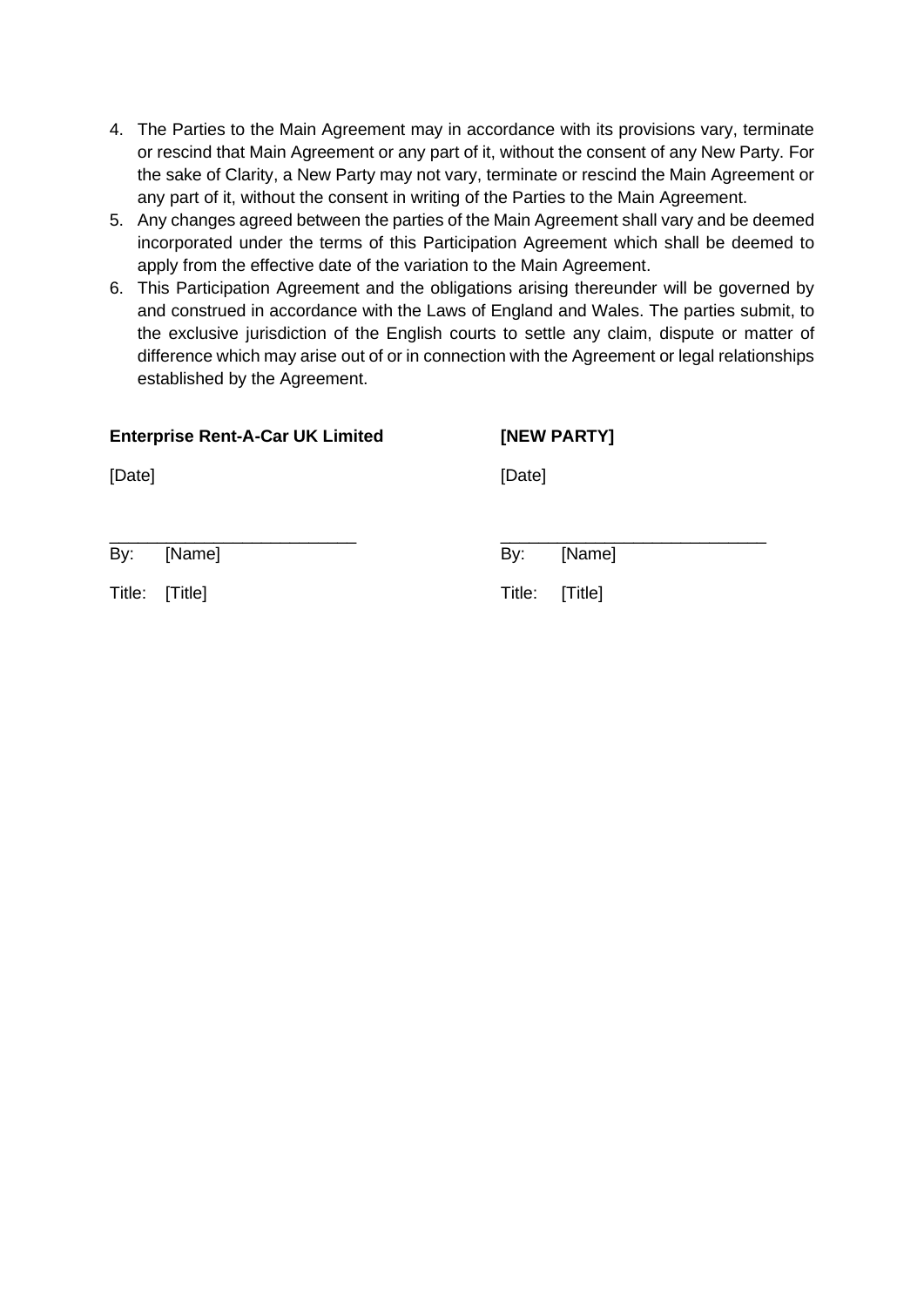4. The Parties to the Main Agreement may in accordance with its provisions vary, terminate or rescind that Main Agreement or any part of it, without the consent of any New Party. For the sake of Clarity, a New Party may not vary, terminate or rescind the Main Agreement or any part of it, without the consent in writing of the Parties to the Main Agreement.
5. Any changes agreed between the parties of the Main Agreement shall vary and be deemed incorporated under the terms of this Participation Agreement which shall be deemed to apply from the effective date of the variation to the Main Agreement.
6. This Participation Agreement and the obligations arising thereunder will be governed by and construed in accordance with the Laws of England and Wales. The parties submit, to the exclusive jurisdiction of the English courts to settle any claim, dispute or matter of difference which may arise out of or in connection with the Agreement or legal relationships established by the Agreement.

| **Enterprise Rent-A-Car UK Limited** | **[NEW PARTY]** |
|---|---|
| [Date] | [Date] |
| ___________________________ | ___________________________ |
| By: [Name] | By: [Name] |
| Title: [Title] | Title: [Title] |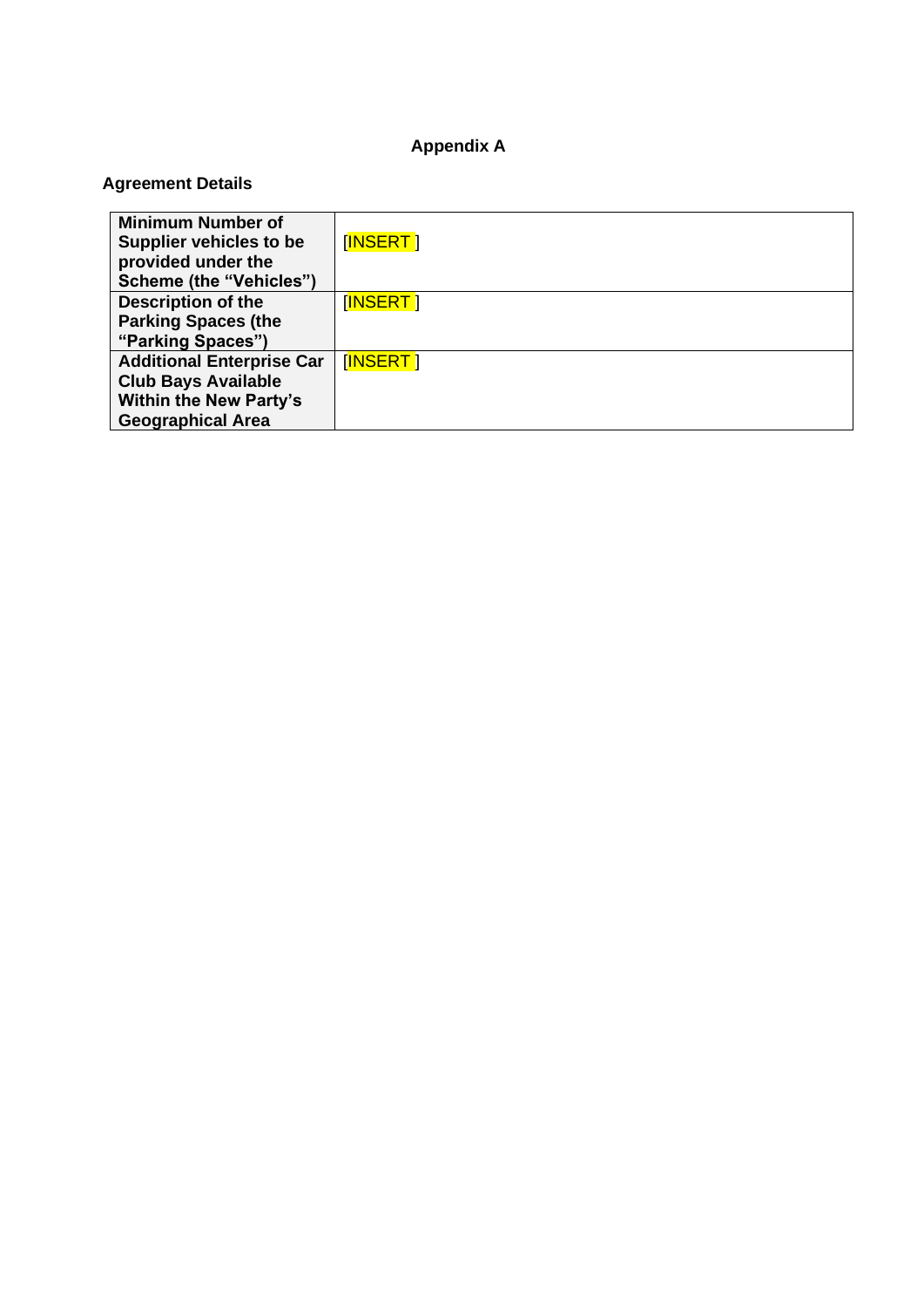# Appendix A

## Agreement Details

| | |
|---|---|
| **Minimum Number of Supplier vehicles to be provided under the Scheme (the "Vehicles")** | [INSERT ] |
| **Description of the Parking Spaces (the "Parking Spaces")** | [INSERT ] |
| **Additional Enterprise Car Club Bays Available Within the New Party's Geographical Area** | [INSERT ] |